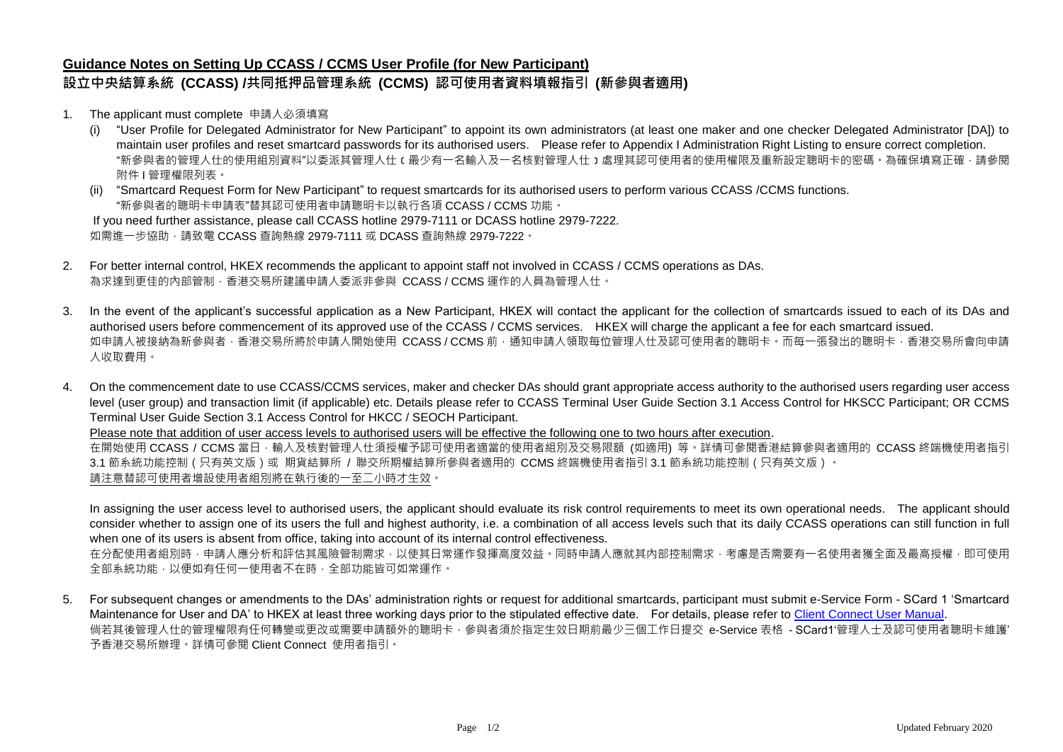# Guidance Notes on Setting Up CCASS / CCMS User Profile (for New Participant)

# 設立中央結算系統 (CCASS) /共同抵押品管理系統 (CCMS) 認可使用者資料填報指引 (新參與者適用)

1. The applicant must complete 申請人必須填寫
   (i) "User Profile for Delegated Administrator for New Participant" to appoint its own administrators (at least one maker and one checker Delegated Administrator [DA]) to maintain user profiles and reset smartcard passwords for its authorised users. Please refer to Appendix I Administration Right Listing to ensure correct completion.
   "新參與者的管理人仕的使用組別資料"以委派其管理人仕﹝最少有一名輸入及一名核對管理人仕﹞處理其認可使用者的使用權限及重新設定聰明卡的密碼。為確保填寫正確，請參閱附件 I 管理權限列表。
   (ii) "Smartcard Request Form for New Participant" to request smartcards for its authorised users to perform various CCASS /CCMS functions.
   "新參與者的聰明卡申請表"替其認可使用者申請聰明卡以執行各項 CCASS / CCMS 功能。

   If you need further assistance, please call CCASS hotline 2979-7111 or DCASS hotline 2979-7222.
   如需進一步協助，請致電 CCASS 查詢熱線 2979-7111 或 DCASS 查詢熱線 2979-7222。

2. For better internal control, HKEX recommends the applicant to appoint staff not involved in CCASS / CCMS operations as DAs.
   為求達到更佳的內部管制，香港交易所建議申請人委派非參與 CCASS / CCMS 運作的人員為管理人仕。

3. In the event of the applicant's successful application as a New Participant, HKEX will contact the applicant for the collection of smartcards issued to each of its DAs and authorised users before commencement of its approved use of the CCASS / CCMS services. HKEX will charge the applicant a fee for each smartcard issued.
   如申請人被接納為新參與者，香港交易所將於申請人開始使用 CCASS / CCMS 前，通知申請人領取每位管理人仕及認可使用者的聰明卡。而每一張發出的聰明卡，香港交易所會向申請人收取費用。

4. On the commencement date to use CCASS/CCMS services, maker and checker DAs should grant appropriate access authority to the authorised users regarding user access level (user group) and transaction limit (if applicable) etc. Details please refer to CCASS Terminal User Guide Section 3.1 Access Control for HKSCC Participant; OR CCMS Terminal User Guide Section 3.1 Access Control for HKCC / SEOCH Participant.
   Please note that addition of user access levels to authorised users will be effective the following one to two hours after execution.
   在開始使用 CCASS / CCMS 當日，輸入及核對管理人仕須授權予認可使用者適當的使用者組別及交易限額 (如適用) 等。詳情可參閱香港結算參與者適用的 CCASS 終端機使用者指引 3.1 節系統功能控制（只有英文版）或 期貨結算所 / 聯交所期權結算所參與者適用的 CCMS 終端機使用者指引 3.1 節系統功能控制（只有英文版）。
   請注意替認可使用者增設使用者組別將在執行後的一至二小時才生效。

   In assigning the user access level to authorised users, the applicant should evaluate its risk control requirements to meet its own operational needs. The applicant should consider whether to assign one of its users the full and highest authority, i.e. a combination of all access levels such that its daily CCASS operations can still function in full when one of its users is absent from office, taking into account of its internal control effectiveness.
   在分配使用者組別時，申請人應分析和評估其風險管制需求，以使其日常運作發揮高度效益。同時申請人應就其內部控制需求，考慮是否需要有一名使用者獲全面及最高授權，即可使用全部系統功能，以便如有任何一使用者不在時，全部功能皆可如常運作。

5. For subsequent changes or amendments to the DAs' administration rights or request for additional smartcards, participant must submit e-Service Form - SCard 1 'Smartcard Maintenance for User and DA' to HKEX at least three working days prior to the stipulated effective date. For details, please refer to Client Connect User Manual.
   倘若其後管理人仕的管理權限有任何轉變或更改或需要申請額外的聰明卡，參與者須於指定生效日期前最少三個工作日提交 e-Service 表格 - SCard1'管理人士及認可使用者聰明卡維護'予香港交易所辦理。詳情可參閱 Client Connect 使用者指引。

Updated February 2020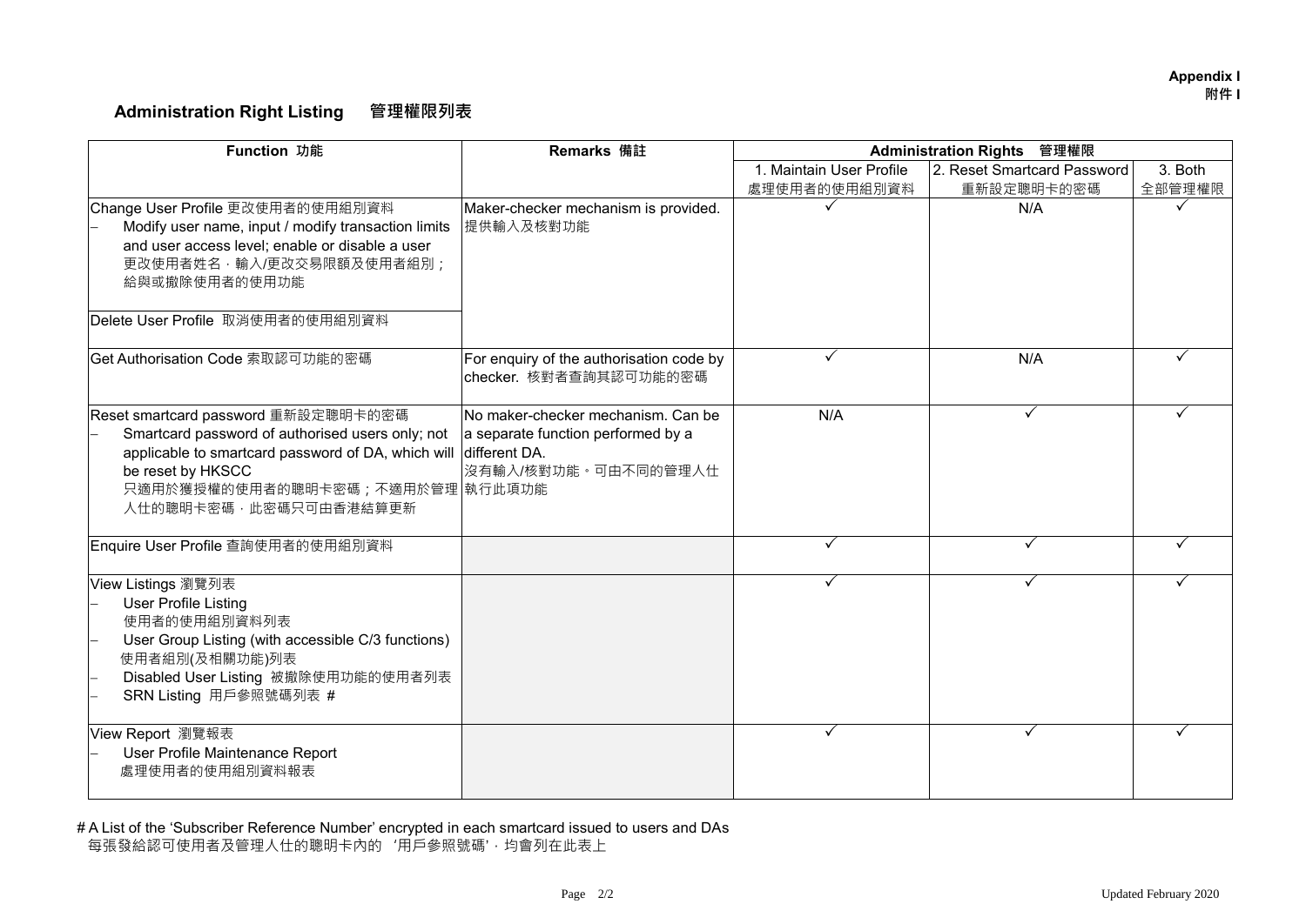**Appendix I**
**附件 I**

## Administration Right Listing 管理權限列表

| Function 功能 | Remarks 備註 | Administration Rights 管理權限 | | |
|---|---|---|---|---|
| | | 1. Maintain User Profile 處理使用者的使用組別資料 | 2. Reset Smartcard Password 重新設定聰明卡的密碼 | 3. Both 全部管理權限 |
| Change User Profile 更改使用者的使用組別資料<br>– Modify user name, input / modify transaction limits and user access level; enable or disable a user 更改使用者姓名，輸入/更改交易限額及使用者組別；給與或撤除使用者的使用功能<br><br>Delete User Profile 取消使用者的使用組別資料 | Maker-checker mechanism is provided. 提供輸入及核對功能 | ✓ | N/A | ✓ |
| Get Authorisation Code 索取認可功能的密碼 | For enquiry of the authorisation code by checker. 核對者查詢其認可功能的密碼 | ✓ | N/A | ✓ |
| Reset smartcard password 重新設定聰明卡的密碼<br>– Smartcard password of authorised users only; not applicable to smartcard password of DA, which will be reset by HKSCC 只適用於獲授權的使用者的聰明卡密碼；不適用於管理人仕的聰明卡密碼，此密碼只可由香港結算更新 | No maker-checker mechanism. Can be a separate function performed by a different DA. 沒有輸入/核對功能。可由不同的管理人仕執行此項功能 | N/A | ✓ | ✓ |
| Enquire User Profile 查詢使用者的使用組別資料 | | ✓ | ✓ | ✓ |
| View Listings 瀏覽列表<br>– User Profile Listing 使用者的使用組別資料列表<br>– User Group Listing (with accessible C/3 functions) 使用者組別(及相關功能)列表<br>– Disabled User Listing 被撤除使用功能的使用者列表<br>– SRN Listing 用戶參照號碼列表 # | | ✓ | ✓ | ✓ |
| View Report 瀏覽報表<br>– User Profile Maintenance Report 處理使用者的使用組別資料報表 | | ✓ | ✓ | ✓ |

# A List of the 'Subscriber Reference Number' encrypted in each smartcard issued to users and DAs
每張發給認可使用者及管理人仕的聰明卡內的 '用戶參照號碼'，均會列在此表上

Updated February 2020